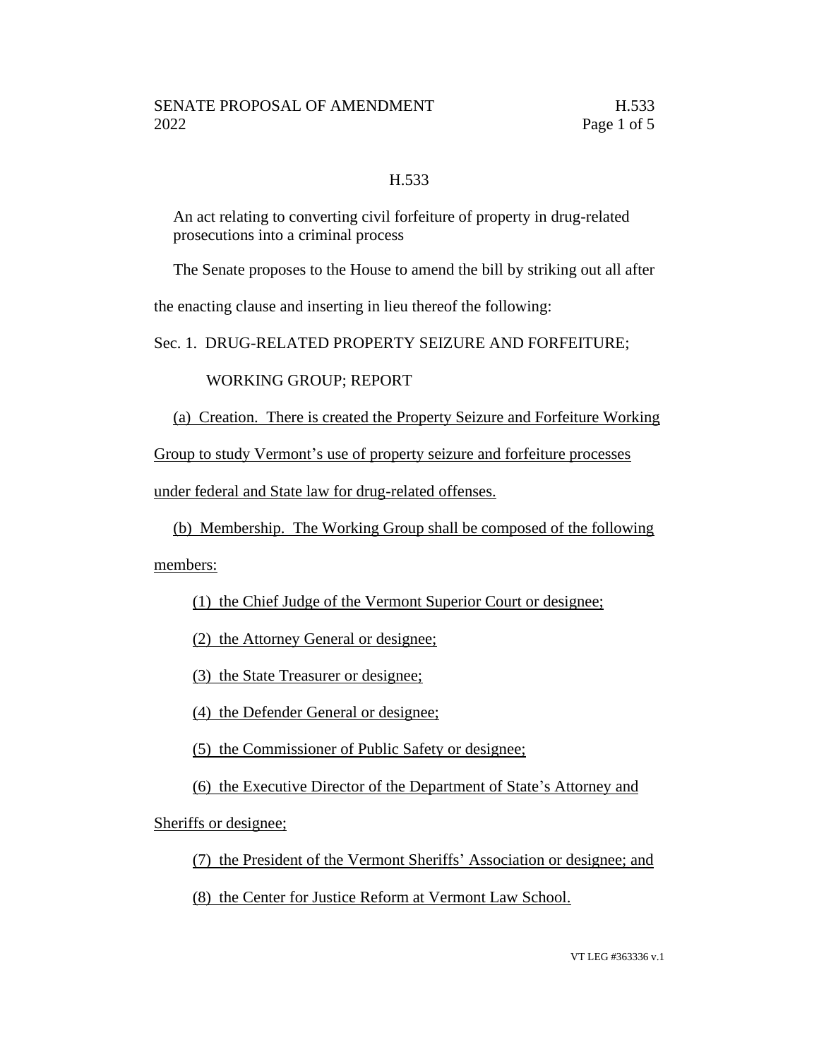H.533

An act relating to converting civil forfeiture of property in drug-related prosecutions into a criminal process

The Senate proposes to the House to amend the bill by striking out all after the enacting clause and inserting in lieu thereof the following:

Sec. 1. DRUG-RELATED PROPERTY SEIZURE AND FORFEITURE; WORKING GROUP; REPORT

(a) Creation. There is created the Property Seizure and Forfeiture Working Group to study Vermont's use of property seizure and forfeiture processes under federal and State law for drug-related offenses.

(b) Membership. The Working Group shall be composed of the following members:

(1) the Chief Judge of the Vermont Superior Court or designee;

(2) the Attorney General or designee;

(3) the State Treasurer or designee;

(4) the Defender General or designee;

(5) the Commissioner of Public Safety or designee;

(6) the Executive Director of the Department of State's Attorney and Sheriffs or designee;

(7) the President of the Vermont Sheriffs' Association or designee; and

(8) the Center for Justice Reform at Vermont Law School.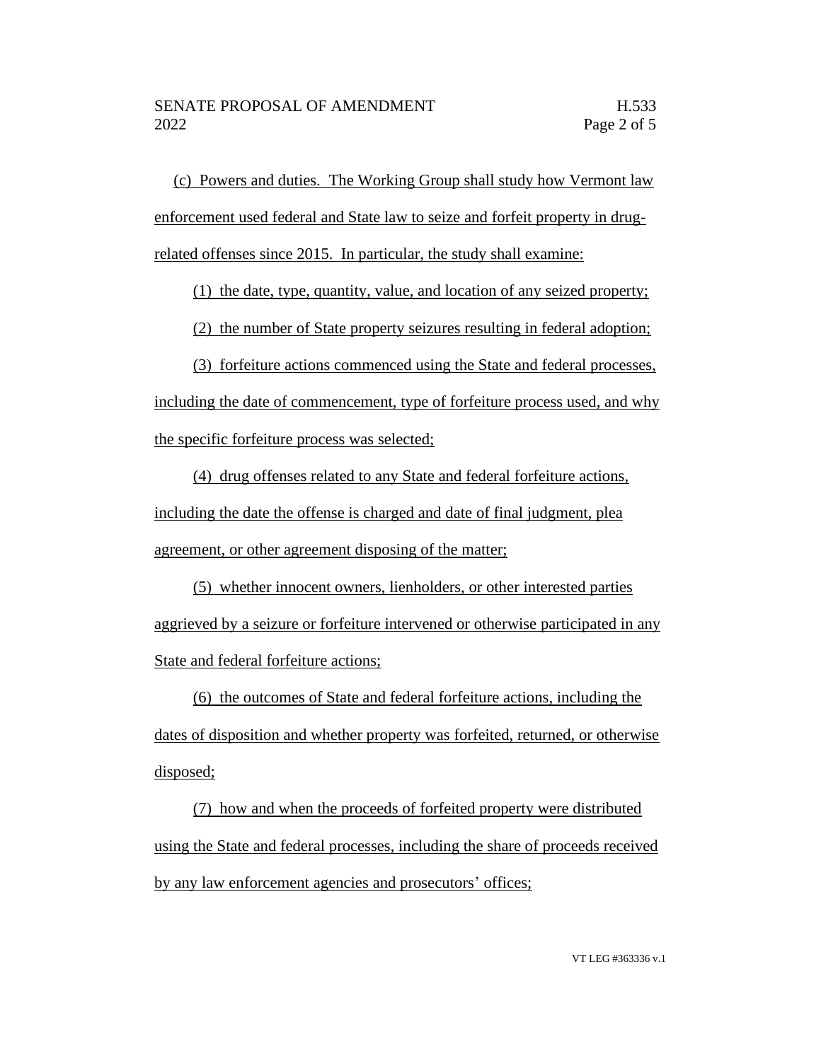(c) Powers and duties. The Working Group shall study how Vermont law enforcement used federal and State law to seize and forfeit property in drug-related offenses since 2015. In particular, the study shall examine:

(1) the date, type, quantity, value, and location of any seized property;

(2) the number of State property seizures resulting in federal adoption;

(3) forfeiture actions commenced using the State and federal processes, including the date of commencement, type of forfeiture process used, and why the specific forfeiture process was selected;

(4) drug offenses related to any State and federal forfeiture actions, including the date the offense is charged and date of final judgment, plea agreement, or other agreement disposing of the matter;

(5) whether innocent owners, lienholders, or other interested parties aggrieved by a seizure or forfeiture intervened or otherwise participated in any State and federal forfeiture actions;

(6) the outcomes of State and federal forfeiture actions, including the dates of disposition and whether property was forfeited, returned, or otherwise disposed;

(7) how and when the proceeds of forfeited property were distributed using the State and federal processes, including the share of proceeds received by any law enforcement agencies and prosecutors' offices;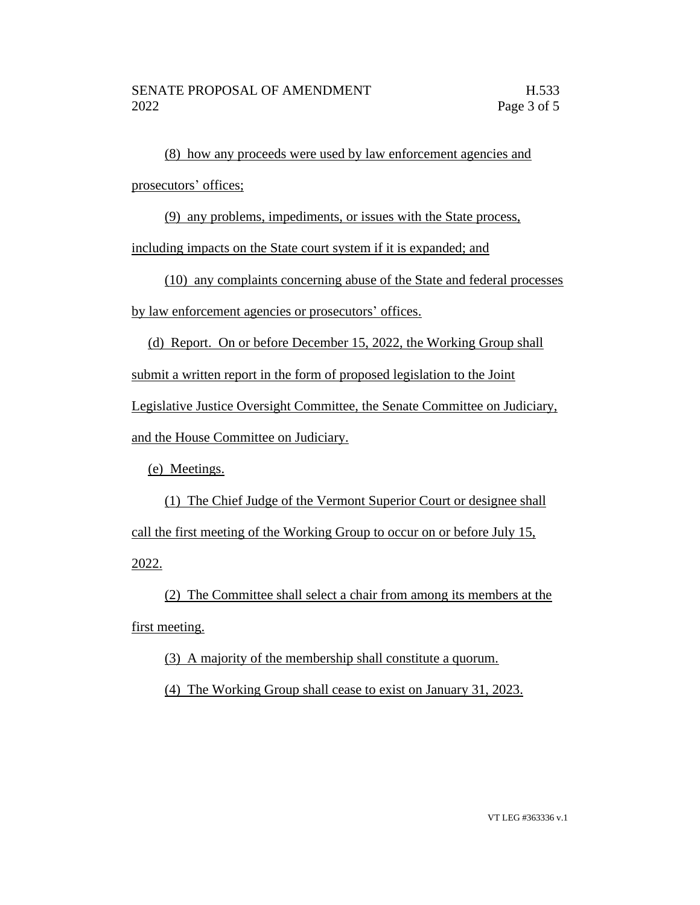(8) how any proceeds were used by law enforcement agencies and prosecutors' offices;

(9) any problems, impediments, or issues with the State process, including impacts on the State court system if it is expanded; and

(10) any complaints concerning abuse of the State and federal processes by law enforcement agencies or prosecutors' offices.

(d) Report. On or before December 15, 2022, the Working Group shall submit a written report in the form of proposed legislation to the Joint Legislative Justice Oversight Committee, the Senate Committee on Judiciary, and the House Committee on Judiciary.

(e) Meetings.

(1) The Chief Judge of the Vermont Superior Court or designee shall call the first meeting of the Working Group to occur on or before July 15, 2022.

(2) The Committee shall select a chair from among its members at the first meeting.

(3) A majority of the membership shall constitute a quorum.

(4) The Working Group shall cease to exist on January 31, 2023.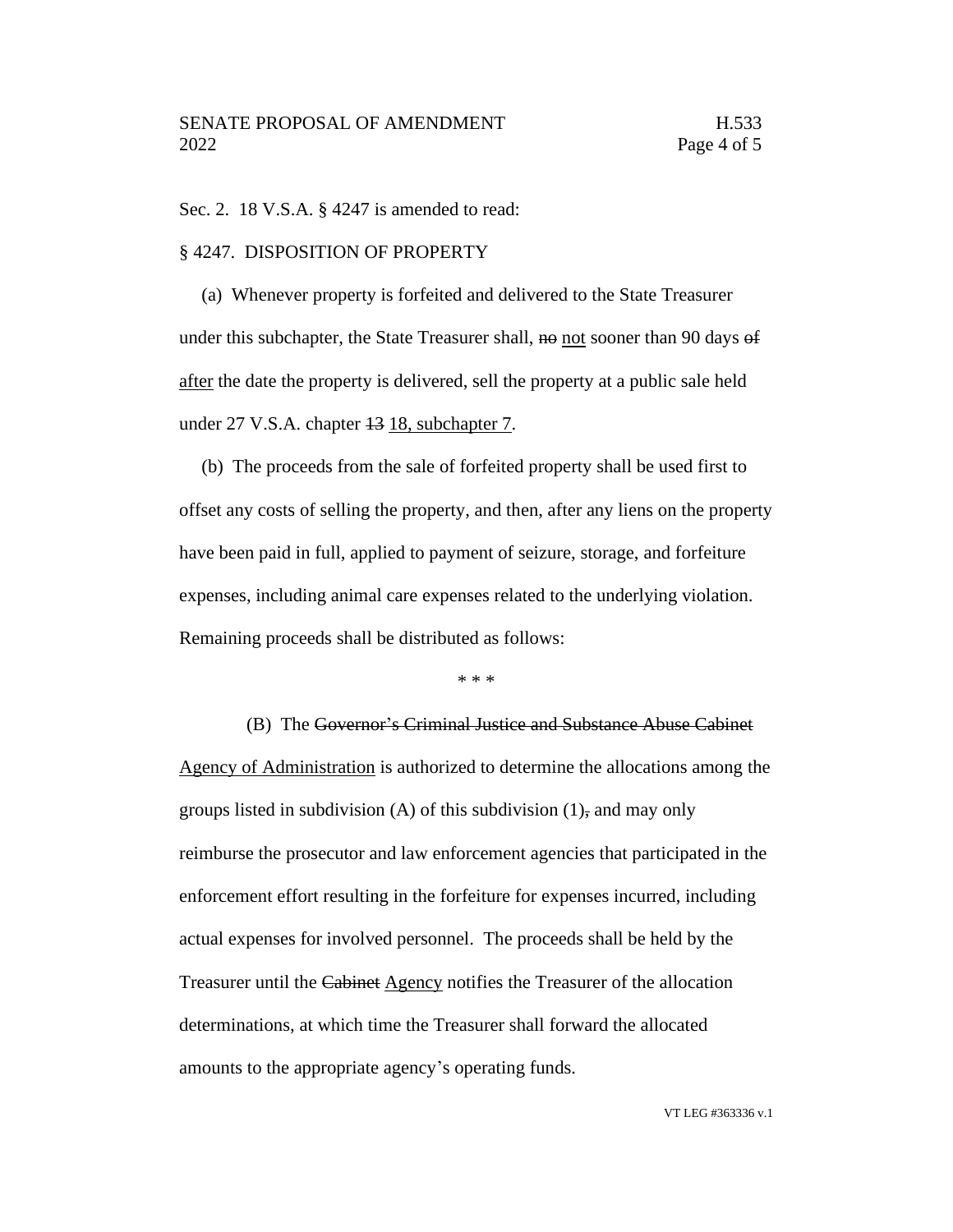Sec. 2. 18 V.S.A. § 4247 is amended to read:

§ 4247. DISPOSITION OF PROPERTY

(a) Whenever property is forfeited and delivered to the State Treasurer under this subchapter, the State Treasurer shall, ~~no~~ <u>not</u> sooner than 90 days ~~of~~ <u>after</u> the date the property is delivered, sell the property at a public sale held under 27 V.S.A. chapter ~~13~~ <u>18, subchapter 7</u>.

(b) The proceeds from the sale of forfeited property shall be used first to offset any costs of selling the property, and then, after any liens on the property have been paid in full, applied to payment of seizure, storage, and forfeiture expenses, including animal care expenses related to the underlying violation. Remaining proceeds shall be distributed as follows:

\* \* \*

(B) The ~~Governor's Criminal Justice and Substance Abuse Cabinet~~ <u>Agency of Administration</u> is authorized to determine the allocations among the groups listed in subdivision (A) of this subdivision (1)~~,~~ and may only reimburse the prosecutor and law enforcement agencies that participated in the enforcement effort resulting in the forfeiture for expenses incurred, including actual expenses for involved personnel. The proceeds shall be held by the Treasurer until the ~~Cabinet~~ <u>Agency</u> notifies the Treasurer of the allocation determinations, at which time the Treasurer shall forward the allocated amounts to the appropriate agency's operating funds.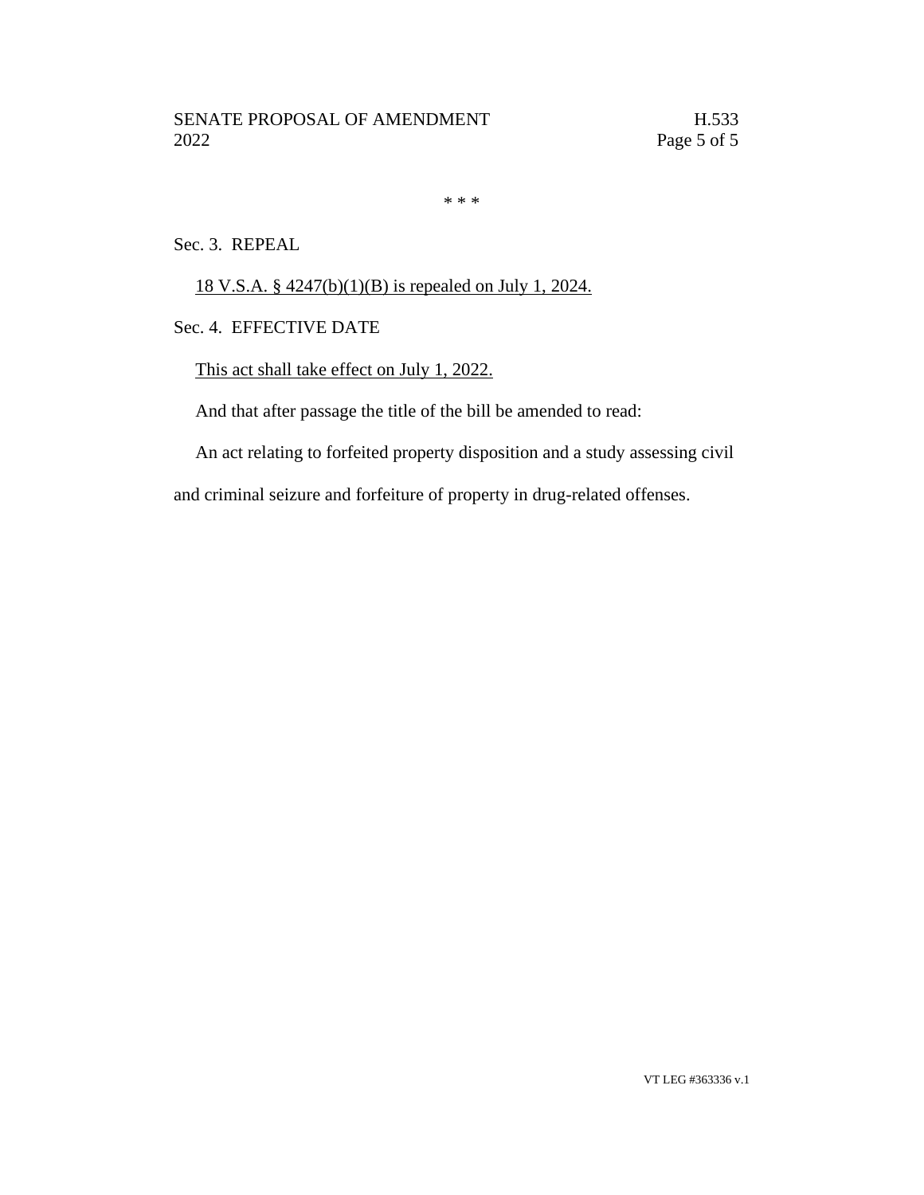\* \* \*

Sec. 3. REPEAL

18 V.S.A. § 4247(b)(1)(B) is repealed on July 1, 2024.

Sec. 4. EFFECTIVE DATE

This act shall take effect on July 1, 2022.

And that after passage the title of the bill be amended to read:

An act relating to forfeited property disposition and a study assessing civil and criminal seizure and forfeiture of property in drug-related offenses.